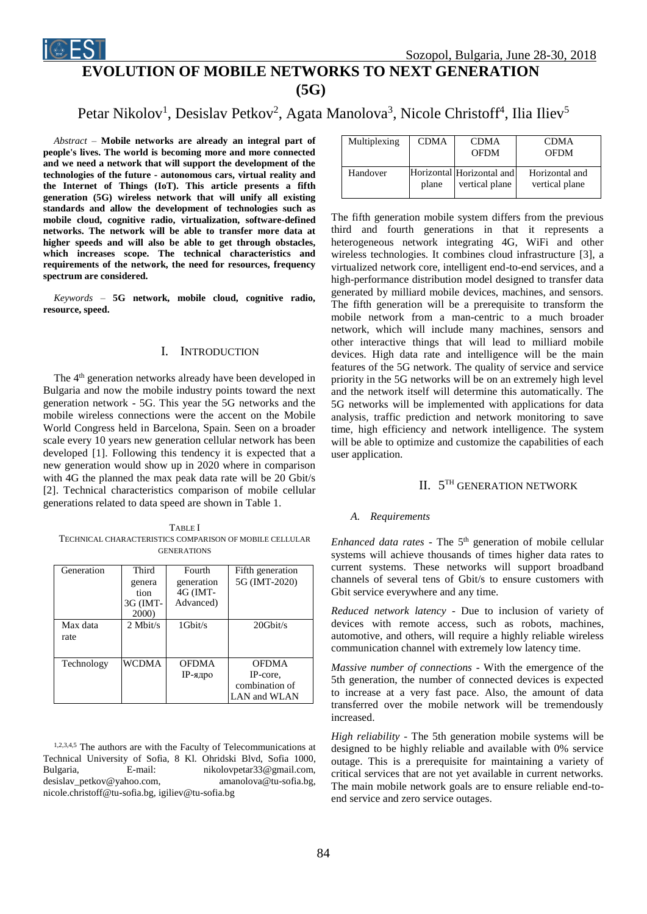# EVOLUTION OF MOBILE NETWORKS TO NEXT GENERATION (5G)

Petar Nikolov[1], Desislav Petkov[2], Agata Manolova[3], Nicole Christoff[4], Ilia Iliev[5]

*Abstract* – **Mobile networks are already an integral part of people's lives. The world is becoming more and more connected and we need a network that will support the development of the technologies of the future - autonomous cars, virtual reality and the Internet of Things (IoT). This article presents a fifth generation (5G) wireless network that will unify all existing standards and allow the development of technologies such as mobile cloud, cognitive radio, virtualization, software-defined networks. The network will be able to transfer more data at higher speeds and will also be able to get through obstacles, which increases scope. The technical characteristics and requirements of the network, the need for resources, frequency spectrum are considered.**

*Keywords* – **5G network, mobile cloud, cognitive radio, resource, speed.**

## I. Introduction

The 4[th] generation networks already have been developed in Bulgaria and now the mobile industry points toward the next generation network - 5G. This year the 5G networks and the mobile wireless connections were the accent on the Mobile World Congress held in Barcelona, Spain. Seen on a broader scale every 10 years new generation cellular network has been developed [1]. Following this tendency it is expected that a new generation would show up in 2020 where in comparison with 4G the planned the max peak data rate will be 20 Gbit/s [2]. Technical characteristics comparison of mobile cellular generations related to data speed are shown in Table 1.

TABLE I
TECHNICAL CHARACTERISTICS COMPARISON OF MOBILE CELLULAR GENERATIONS

| Generation | Third generation 3G (IMT-2000) | Fourth generation 4G (IMT-Advanced) | Fifth generation 5G (IMT-2020) |
|---|---|---|---|
| Max data rate | 2 Mbit/s | 1Gbit/s | 20Gbit/s |
| Technology | WCDMA | OFDMA IP-ядро | OFDMA IP-core, combination of LAN and WLAN |
| Multiplexing | CDMA | CDMA OFDM | CDMA OFDM |
| Handover | Horizontal plane | Horizontal and vertical plane | Horizontal and vertical plane |

The fifth generation mobile system differs from the previous third and fourth generations in that it represents a heterogeneous network integrating 4G, WiFi and other wireless technologies. It combines cloud infrastructure [3], a virtualized network core, intelligent end-to-end services, and a high-performance distribution model designed to transfer data generated by milliard mobile devices, machines, and sensors. The fifth generation will be a prerequisite to transform the mobile network from a man-centric to a much broader network, which will include many machines, sensors and other interactive things that will lead to milliard mobile devices. High data rate and intelligence will be the main features of the 5G network. The quality of service and service priority in the 5G networks will be on an extremely high level and the network itself will determine this automatically. The 5G networks will be implemented with applications for data analysis, traffic prediction and network monitoring to save time, high efficiency and network intelligence. The system will be able to optimize and customize the capabilities of each user application.

## II. 5[TH] Generation Network

### A. Requirements

*Enhanced data rates* - The 5[th] generation of mobile cellular systems will achieve thousands of times higher data rates to current systems. These networks will support broadband channels of several tens of Gbit/s to ensure customers with Gbit service everywhere and any time.

*Reduced network latency* - Due to inclusion of variety of devices with remote access, such as robots, machines, automotive, and others, will require a highly reliable wireless communication channel with extremely low latency time.

*Massive number of connections* - With the emergence of the 5th generation, the number of connected devices is expected to increase at a very fast pace. Also, the amount of data transferred over the mobile network will be tremendously increased.

*High reliability* - The 5th generation mobile systems will be designed to be highly reliable and available with 0% service outage. This is a prerequisite for maintaining a variety of critical services that are not yet available in current networks. The main mobile network goals are to ensure reliable end-to-end service and zero service outages.

[1,2,3,4,5] The authors are with the Faculty of Telecommunications at Technical University of Sofia, 8 Kl. Ohridski Blvd, Sofia 1000, Bulgaria, E-mail: nikolovpetar33@gmail.com, desislav_petkov@yahoo.com, amanolova@tu-sofia.bg, nicole.christoff@tu-sofia.bg, igiliev@tu-sofia.bg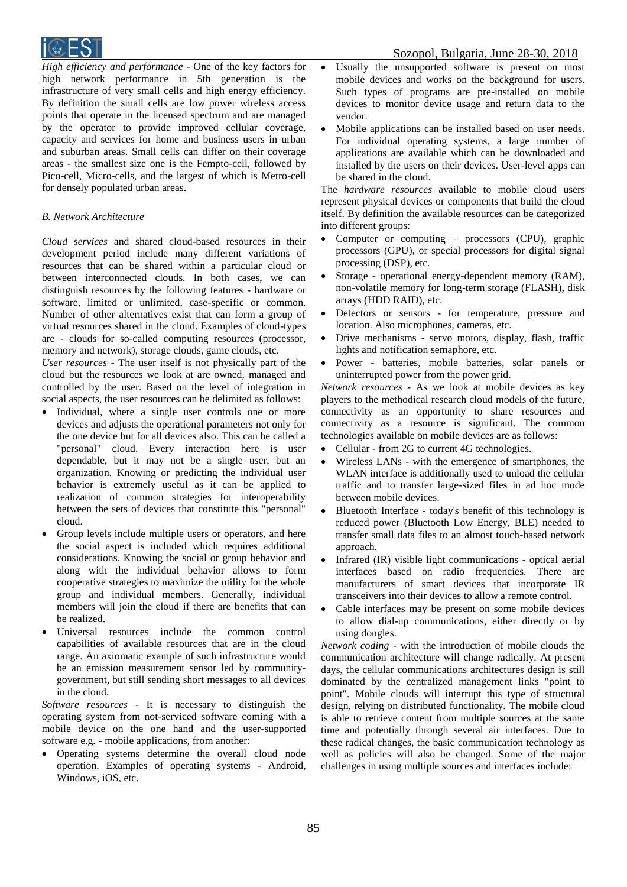*High efficiency and performance* - One of the key factors for high network performance in 5th generation is the infrastructure of very small cells and high energy efficiency. By definition the small cells are low power wireless access points that operate in the licensed spectrum and are managed by the operator to provide improved cellular coverage, capacity and services for home and business users in urban and suburban areas. Small cells can differ on their coverage areas - the smallest size one is the Fempto-cell, followed by Pico-cell, Micro-cells, and the largest of which is Metro-cell for densely populated urban areas.

### *B. Network Architecture*

*Cloud services* and shared cloud-based resources in their development period include many different variations of resources that can be shared within a particular cloud or between interconnected clouds. In both cases, we can distinguish resources by the following features - hardware or software, limited or unlimited, case-specific or common. Number of other alternatives exist that can form a group of virtual resources shared in the cloud. Examples of cloud-types are - clouds for so-called computing resources (processor, memory and network), storage clouds, game clouds, etc.

*User resources* - The user itself is not physically part of the cloud but the resources we look at are owned, managed and controlled by the user. Based on the level of integration in social aspects, the user resources can be delimited as follows:

- Individual, where a single user controls one or more devices and adjusts the operational parameters not only for the one device but for all devices also. This can be called a "personal" cloud. Every interaction here is user dependable, but it may not be a single user, but an organization. Knowing or predicting the individual user behavior is extremely useful as it can be applied to realization of common strategies for interoperability between the sets of devices that constitute this "personal" cloud.
- Group levels include multiple users or operators, and here the social aspect is included which requires additional considerations. Knowing the social or group behavior and along with the individual behavior allows to form cooperative strategies to maximize the utility for the whole group and individual members. Generally, individual members will join the cloud if there are benefits that can be realized.
- Universal resources include the common control capabilities of available resources that are in the cloud range. An axiomatic example of such infrastructure would be an emission measurement sensor led by community-government, but still sending short messages to all devices in the cloud.

*Software resources* - It is necessary to distinguish the operating system from not-serviced software coming with a mobile device on the one hand and the user-supported software e.g. - mobile applications, from another:

- Operating systems determine the overall cloud node operation. Examples of operating systems - Android, Windows, iOS, etc.
- Usually the unsupported software is present on most mobile devices and works on the background for users. Such types of programs are pre-installed on mobile devices to monitor device usage and return data to the vendor.
- Mobile applications can be installed based on user needs. For individual operating systems, a large number of applications are available which can be downloaded and installed by the users on their devices. User-level apps can be shared in the cloud.

The *hardware resources* available to mobile cloud users represent physical devices or components that build the cloud itself. By definition the available resources can be categorized into different groups:

- Computer or computing – processors (CPU), graphic processors (GPU), or special processors for digital signal processing (DSP), etc.
- Storage - operational energy-dependent memory (RAM), non-volatile memory for long-term storage (FLASH), disk arrays (HDD RAID), etc.
- Detectors or sensors - for temperature, pressure and location. Also microphones, cameras, etc.
- Drive mechanisms - servo motors, display, flash, traffic lights and notification semaphore, etc.
- Power - batteries, mobile batteries, solar panels or uninterrupted power from the power grid.

*Network resources* - As we look at mobile devices as key players to the methodical research cloud models of the future, connectivity as an opportunity to share resources and connectivity as a resource is significant. The common technologies available on mobile devices are as follows:

- Cellular - from 2G to current 4G technologies.
- Wireless LANs - with the emergence of smartphones, the WLAN interface is additionally used to unload the cellular traffic and to transfer large-sized files in ad hoc mode between mobile devices.
- Bluetooth Interface - today's benefit of this technology is reduced power (Bluetooth Low Energy, BLE) needed to transfer small data files to an almost touch-based network approach.
- Infrared (IR) visible light communications - optical aerial interfaces based on radio frequencies. There are manufacturers of smart devices that incorporate IR transceivers into their devices to allow a remote control.
- Cable interfaces may be present on some mobile devices to allow dial-up communications, either directly or by using dongles.

*Network coding* - with the introduction of mobile clouds the communication architecture will change radically. At present days, the cellular communications architectures design is still dominated by the centralized management links "point to point". Mobile clouds will interrupt this type of structural design, relying on distributed functionality. The mobile cloud is able to retrieve content from multiple sources at the same time and potentially through several air interfaces. Due to these radical changes, the basic communication technology as well as policies will also be changed. Some of the major challenges in using multiple sources and interfaces include: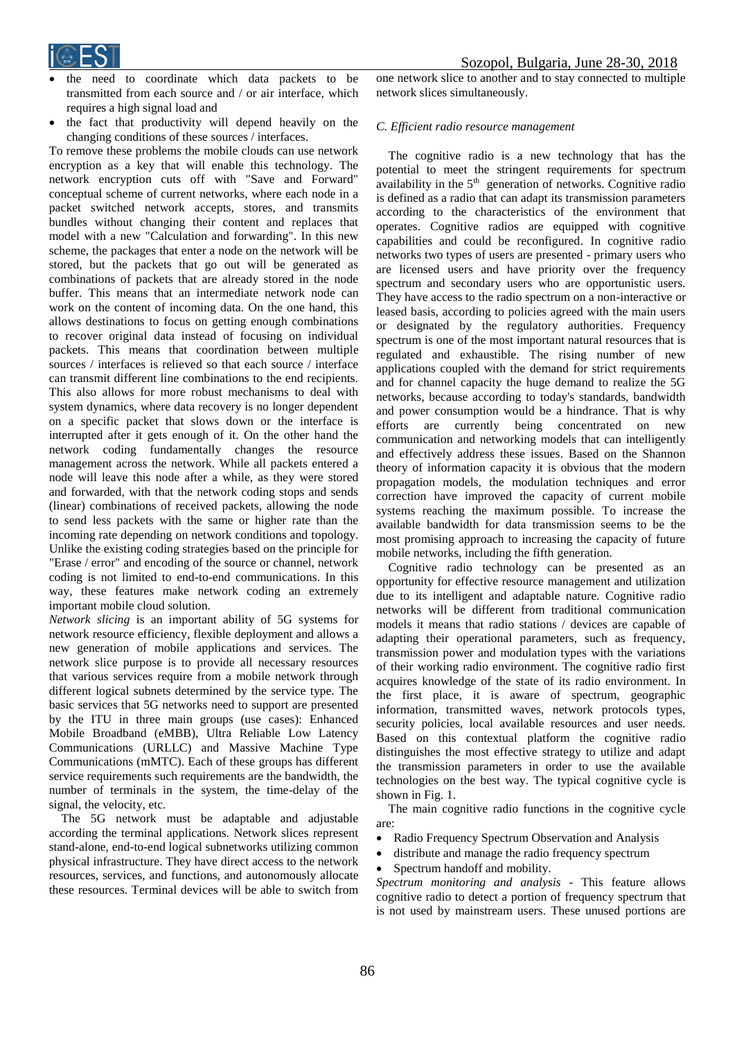- the need to coordinate which data packets to be transmitted from each source and / or air interface, which requires a high signal load and
- the fact that productivity will depend heavily on the changing conditions of these sources / interfaces.

To remove these problems the mobile clouds can use network encryption as a key that will enable this technology. The network encryption cuts off with "Save and Forward" conceptual scheme of current networks, where each node in a packet switched network accepts, stores, and transmits bundles without changing their content and replaces that model with a new "Calculation and forwarding". In this new scheme, the packages that enter a node on the network will be stored, but the packets that go out will be generated as combinations of packets that are already stored in the node buffer. This means that an intermediate network node can work on the content of incoming data. On the one hand, this allows destinations to focus on getting enough combinations to recover original data instead of focusing on individual packets. This means that coordination between multiple sources / interfaces is relieved so that each source / interface can transmit different line combinations to the end recipients. This also allows for more robust mechanisms to deal with system dynamics, where data recovery is no longer dependent on a specific packet that slows down or the interface is interrupted after it gets enough of it. On the other hand the network coding fundamentally changes the resource management across the network. While all packets entered a node will leave this node after a while, as they were stored and forwarded, with that the network coding stops and sends (linear) combinations of received packets, allowing the node to send less packets with the same or higher rate than the incoming rate depending on network conditions and topology. Unlike the existing coding strategies based on the principle for "Erase / error" and encoding of the source or channel, network coding is not limited to end-to-end communications. In this way, these features make network coding an extremely important mobile cloud solution.

*Network slicing* is an important ability of 5G systems for network resource efficiency, flexible deployment and allows a new generation of mobile applications and services. The network slice purpose is to provide all necessary resources that various services require from a mobile network through different logical subnets determined by the service type. The basic services that 5G networks need to support are presented by the ITU in three main groups (use cases): Enhanced Mobile Broadband (eMBB), Ultra Reliable Low Latency Communications (URLLC) and Massive Machine Type Communications (mMTC). Each of these groups has different service requirements such requirements are the bandwidth, the number of terminals in the system, the time-delay of the signal, the velocity, etc.

The 5G network must be adaptable and adjustable according the terminal applications. Network slices represent stand-alone, end-to-end logical subnetworks utilizing common physical infrastructure. They have direct access to the network resources, services, and functions, and autonomously allocate these resources. Terminal devices will be able to switch from one network slice to another and to stay connected to multiple network slices simultaneously.

### C. Efficient radio resource management

The cognitive radio is a new technology that has the potential to meet the stringent requirements for spectrum availability in the 5th generation of networks. Cognitive radio is defined as a radio that can adapt its transmission parameters according to the characteristics of the environment that operates. Cognitive radios are equipped with cognitive capabilities and could be reconfigured. In cognitive radio networks two types of users are presented - primary users who are licensed users and have priority over the frequency spectrum and secondary users who are opportunistic users. They have access to the radio spectrum on a non-interactive or leased basis, according to policies agreed with the main users or designated by the regulatory authorities. Frequency spectrum is one of the most important natural resources that is regulated and exhaustible. The rising number of new applications coupled with the demand for strict requirements and for channel capacity the huge demand to realize the 5G networks, because according to today's standards, bandwidth and power consumption would be a hindrance. That is why efforts are currently being concentrated on new communication and networking models that can intelligently and effectively address these issues. Based on the Shannon theory of information capacity it is obvious that the modern propagation models, the modulation techniques and error correction have improved the capacity of current mobile systems reaching the maximum possible. To increase the available bandwidth for data transmission seems to be the most promising approach to increasing the capacity of future mobile networks, including the fifth generation.

Cognitive radio technology can be presented as an opportunity for effective resource management and utilization due to its intelligent and adaptable nature. Cognitive radio networks will be different from traditional communication models it means that radio stations / devices are capable of adapting their operational parameters, such as frequency, transmission power and modulation types with the variations of their working radio environment. The cognitive radio first acquires knowledge of the state of its radio environment. In the first place, it is aware of spectrum, geographic information, transmitted waves, network protocols types, security policies, local available resources and user needs. Based on this contextual platform the cognitive radio distinguishes the most effective strategy to utilize and adapt the transmission parameters in order to use the available technologies on the best way. The typical cognitive cycle is shown in Fig. 1.

The main cognitive radio functions in the cognitive cycle are:

- Radio Frequency Spectrum Observation and Analysis
- distribute and manage the radio frequency spectrum
- Spectrum handoff and mobility.

*Spectrum monitoring and analysis* - This feature allows cognitive radio to detect a portion of frequency spectrum that is not used by mainstream users. These unused portions are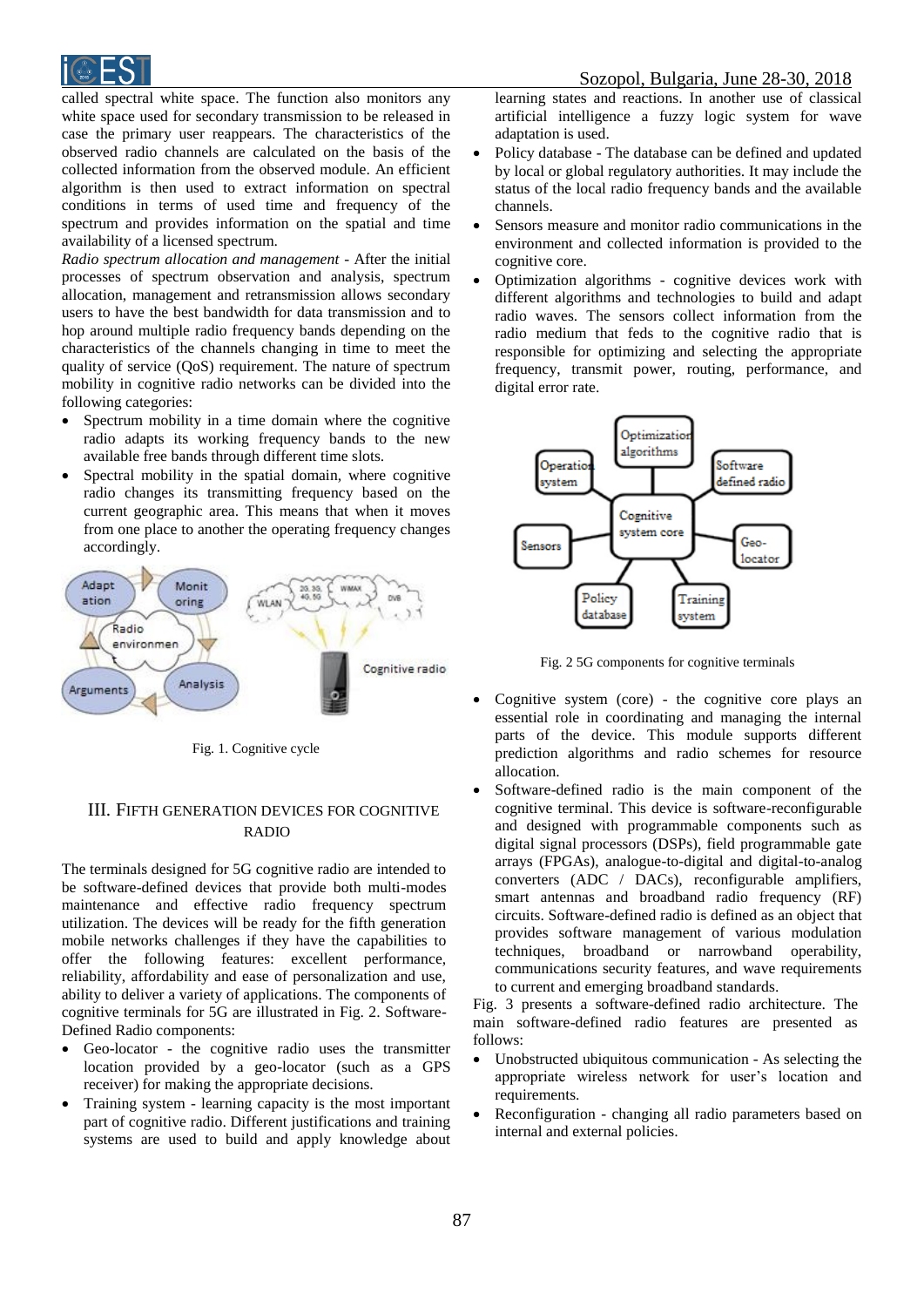called spectral white space. The function also monitors any white space used for secondary transmission to be released in case the primary user reappears. The characteristics of the observed radio channels are calculated on the basis of the collected information from the observed module. An efficient algorithm is then used to extract information on spectral conditions in terms of used time and frequency of the spectrum and provides information on the spatial and time availability of a licensed spectrum.

*Radio spectrum allocation and management* - After the initial processes of spectrum observation and analysis, spectrum allocation, management and retransmission allows secondary users to have the best bandwidth for data transmission and to hop around multiple radio frequency bands depending on the characteristics of the channels changing in time to meet the quality of service (QoS) requirement. The nature of spectrum mobility in cognitive radio networks can be divided into the following categories:

- Spectrum mobility in a time domain where the cognitive radio adapts its working frequency bands to the new available free bands through different time slots.
- Spectral mobility in the spatial domain, where cognitive radio changes its transmitting frequency based on the current geographic area. This means that when it moves from one place to another the operating frequency changes accordingly.

Fig. 1. Cognitive cycle

## III. Fifth Generation Devices for Cognitive Radio

The terminals designed for 5G cognitive radio are intended to be software-defined devices that provide both multi-modes maintenance and effective radio frequency spectrum utilization. The devices will be ready for the fifth generation mobile networks challenges if they have the capabilities to offer the following features: excellent performance, reliability, affordability and ease of personalization and use, ability to deliver a variety of applications. The components of cognitive terminals for 5G are illustrated in Fig. 2. Software-Defined Radio components:

- Geo-locator - the cognitive radio uses the transmitter location provided by a geo-locator (such as a GPS receiver) for making the appropriate decisions.
- Training system - learning capacity is the most important part of cognitive radio. Different justifications and training systems are used to build and apply knowledge about learning states and reactions. In another use of classical artificial intelligence a fuzzy logic system for wave adaptation is used.
- Policy database - The database can be defined and updated by local or global regulatory authorities. It may include the status of the local radio frequency bands and the available channels.
- Sensors measure and monitor radio communications in the environment and collected information is provided to the cognitive core.
- Optimization algorithms - cognitive devices work with different algorithms and technologies to build and adapt radio waves. The sensors collect information from the radio medium that feds to the cognitive radio that is responsible for optimizing and selecting the appropriate frequency, transmit power, routing, performance, and digital error rate.

Fig. 2 5G components for cognitive terminals

- Cognitive system (core) - the cognitive core plays an essential role in coordinating and managing the internal parts of the device. This module supports different prediction algorithms and radio schemes for resource allocation.
- Software-defined radio is the main component of the cognitive terminal. This device is software-reconfigurable and designed with programmable components such as digital signal processors (DSPs), field programmable gate arrays (FPGAs), analogue-to-digital and digital-to-analog converters (ADC / DACs), reconfigurable amplifiers, smart antennas and broadband radio frequency (RF) circuits. Software-defined radio is defined as an object that provides software management of various modulation techniques, broadband or narrowband operability, communications security features, and wave requirements to current and emerging broadband standards.

Fig. 3 presents a software-defined radio architecture. The main software-defined radio features are presented as follows:

- Unobstructed ubiquitous communication - As selecting the appropriate wireless network for user's location and requirements.
- Reconfiguration - changing all radio parameters based on internal and external policies.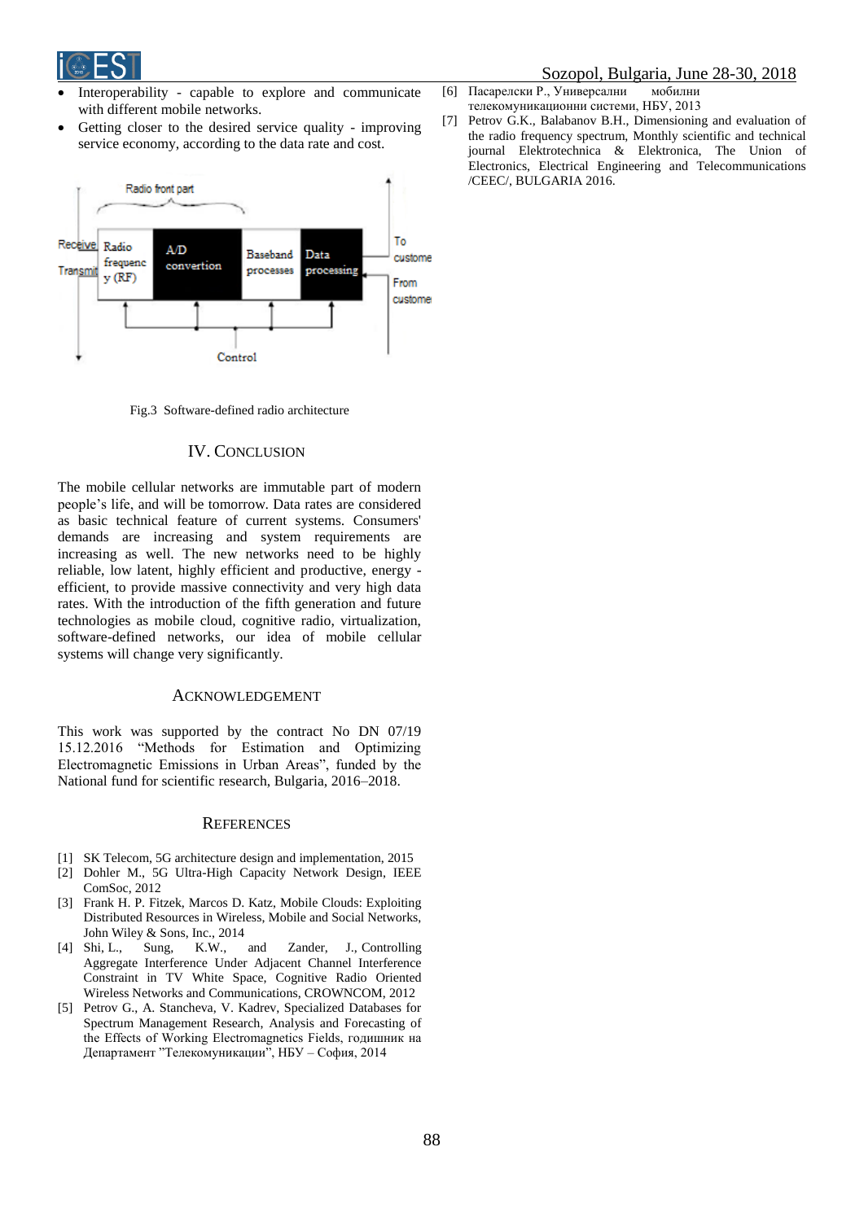- Interoperability - capable to explore and communicate with different mobile networks.
- Getting closer to the desired service quality - improving service economy, according to the data rate and cost.

Radio front part

Receive

Transmit

Radio frequency (RF)

A/D convertion

Baseband processes

Data processing

To custome

From custome

Control

Fig.3 Software-defined radio architecture

## IV. Conclusion

The mobile cellular networks are immutable part of modern people's life, and will be tomorrow. Data rates are considered as basic technical feature of current systems. Consumers' demands are increasing and system requirements are increasing as well. The new networks need to be highly reliable, low latent, highly efficient and productive, energy - efficient, to provide massive connectivity and very high data rates. With the introduction of the fifth generation and future technologies as mobile cloud, cognitive radio, virtualization, software-defined networks, our idea of mobile cellular systems will change very significantly.

## Acknowledgement

This work was supported by the contract No DN 07/19 15.12.2016 "Methods for Estimation and Optimizing Electromagnetic Emissions in Urban Areas", funded by the National fund for scientific research, Bulgaria, 2016–2018.

## References

[1] SK Telecom, 5G architecture design and implementation, 2015

[2] Dohler M., 5G Ultra-High Capacity Network Design, IEEE ComSoc, 2012

[3] Frank H. P. Fitzek, Marcos D. Katz, Mobile Clouds: Exploiting Distributed Resources in Wireless, Mobile and Social Networks, John Wiley & Sons, Inc., 2014

[4] Shi, L., Sung, K.W., and Zander, J., Controlling Aggregate Interference Under Adjacent Channel Interference Constraint in TV White Space, Cognitive Radio Oriented Wireless Networks and Communications, CROWNCOM, 2012

[5] Petrov G., A. Stancheva, V. Kadrev, Specialized Databases for Spectrum Management Research, Analysis and Forecasting of the Effects of Working Electromagnetics Fields, годишник на Департамент "Телекомуникации", НБУ – София, 2014

[6] Пасарелски Р., Универсални мобилни телекомуникационни системи, НБУ, 2013

[7] Petrov G.K., Balabanov B.H., Dimensioning and evaluation of the radio frequency spectrum, Monthly scientific and technical journal Elektrotechnica & Elektronica, The Union of Electronics, Electrical Engineering and Telecommunications /CEEC/, BULGARIA 2016.